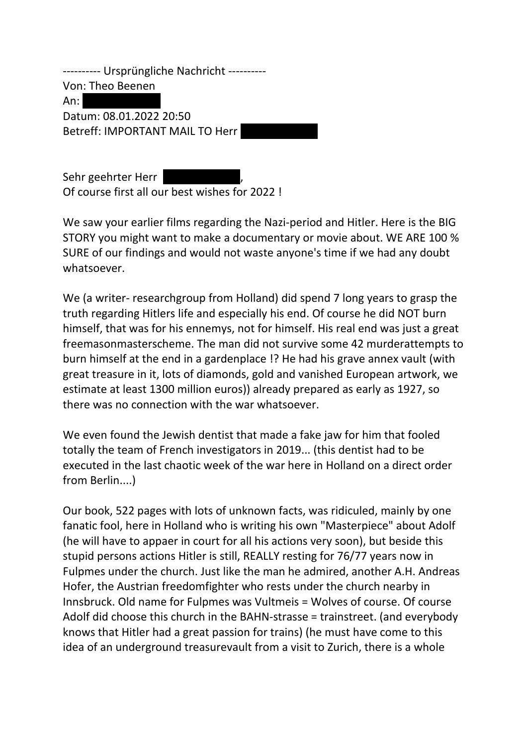---------- Ursprüngliche Nachricht ----------
Von: Theo Beenen
An: 
Datum: 08.01.2022 20:50
Betreff: IMPORTANT MAIL TO Herr 

Sehr geehrter Herr ,
Of course first all our best wishes for 2022 !

We saw your earlier films regarding the Nazi-period and Hitler. Here is the BIG STORY you might want to make a documentary or movie about. WE ARE 100 % SURE of our findings and would not waste anyone's time if we had any doubt whatsoever.

We (a writer- researchgroup from Holland) did spend 7 long years to grasp the truth regarding Hitlers life and especially his end. Of course he did NOT burn himself, that was for his ennemys, not for himself. His real end was just a great freemasonmasterscheme. The man did not survive some 42 murderattempts to burn himself at the end in a gardenplace !? He had his grave annex vault (with great treasure in it, lots of diamonds, gold and vanished European artwork, we estimate at least 1300 million euros)) already prepared as early as 1927, so there was no connection with the war whatsoever.

We even found the Jewish dentist that made a fake jaw for him that fooled totally the team of French investigators in 2019... (this dentist had to be executed in the last chaotic week of the war here in Holland on a direct order from Berlin....)

Our book, 522 pages with lots of unknown facts, was ridiculed, mainly by one fanatic fool, here in Holland who is writing his own "Masterpiece" about Adolf (he will have to appaer in court for all his actions very soon), but beside this stupid persons actions Hitler is still, REALLY resting for 76/77 years now in Fulpmes under the church. Just like the man he admired, another A.H. Andreas Hofer, the Austrian freedomfighter who rests under the church nearby in Innsbruck. Old name for Fulpmes was Vultmeis = Wolves of course. Of course Adolf did choose this church in the BAHN-strasse = trainstreet. (and everybody knows that Hitler had a great passion for trains) (he must have come to this idea of an underground treasurevault from a visit to Zurich, there is a whole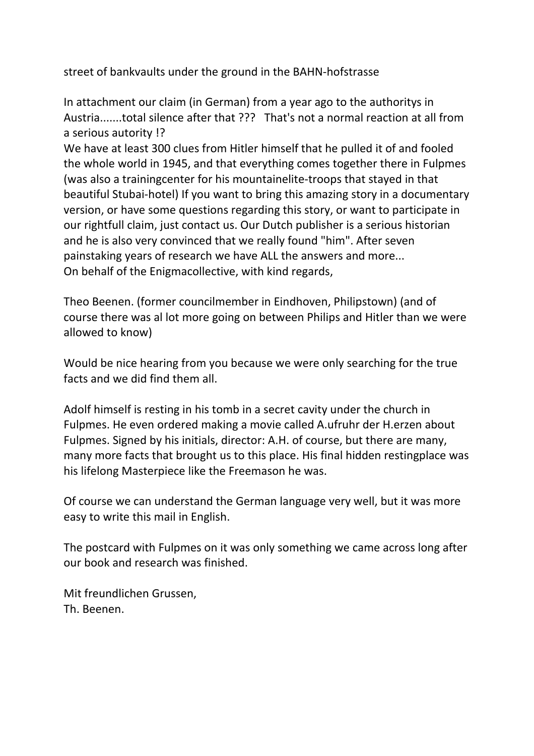street of bankvaults under the ground in the BAHN-hofstrasse

In attachment our claim (in German) from a year ago to the authoritys in Austria.......total silence after that ??? That's not a normal reaction at all from a serious autority !?
We have at least 300 clues from Hitler himself that he pulled it of and fooled the whole world in 1945, and that everything comes together there in Fulpmes (was also a trainingcenter for his mountainelite-troops that stayed in that beautiful Stubai-hotel) If you want to bring this amazing story in a documentary version, or have some questions regarding this story, or want to participate in our rightfull claim, just contact us. Our Dutch publisher is a serious historian and he is also very convinced that we really found "him". After seven painstaking years of research we have ALL the answers and more...
On behalf of the Enigmacollective, with kind regards,

Theo Beenen. (former councilmember in Eindhoven, Philipstown) (and of course there was al lot more going on between Philips and Hitler than we were allowed to know)

Would be nice hearing from you because we were only searching for the true facts and we did find them all.

Adolf himself is resting in his tomb in a secret cavity under the church in Fulpmes. He even ordered making a movie called A.ufruhr der H.erzen about Fulpmes. Signed by his initials, director: A.H. of course, but there are many, many more facts that brought us to this place. His final hidden restingplace was his lifelong Masterpiece like the Freemason he was.

Of course we can understand the German language very well, but it was more easy to write this mail in English.

The postcard with Fulpmes on it was only something we came across long after our book and research was finished.

Mit freundlichen Grussen,
Th. Beenen.